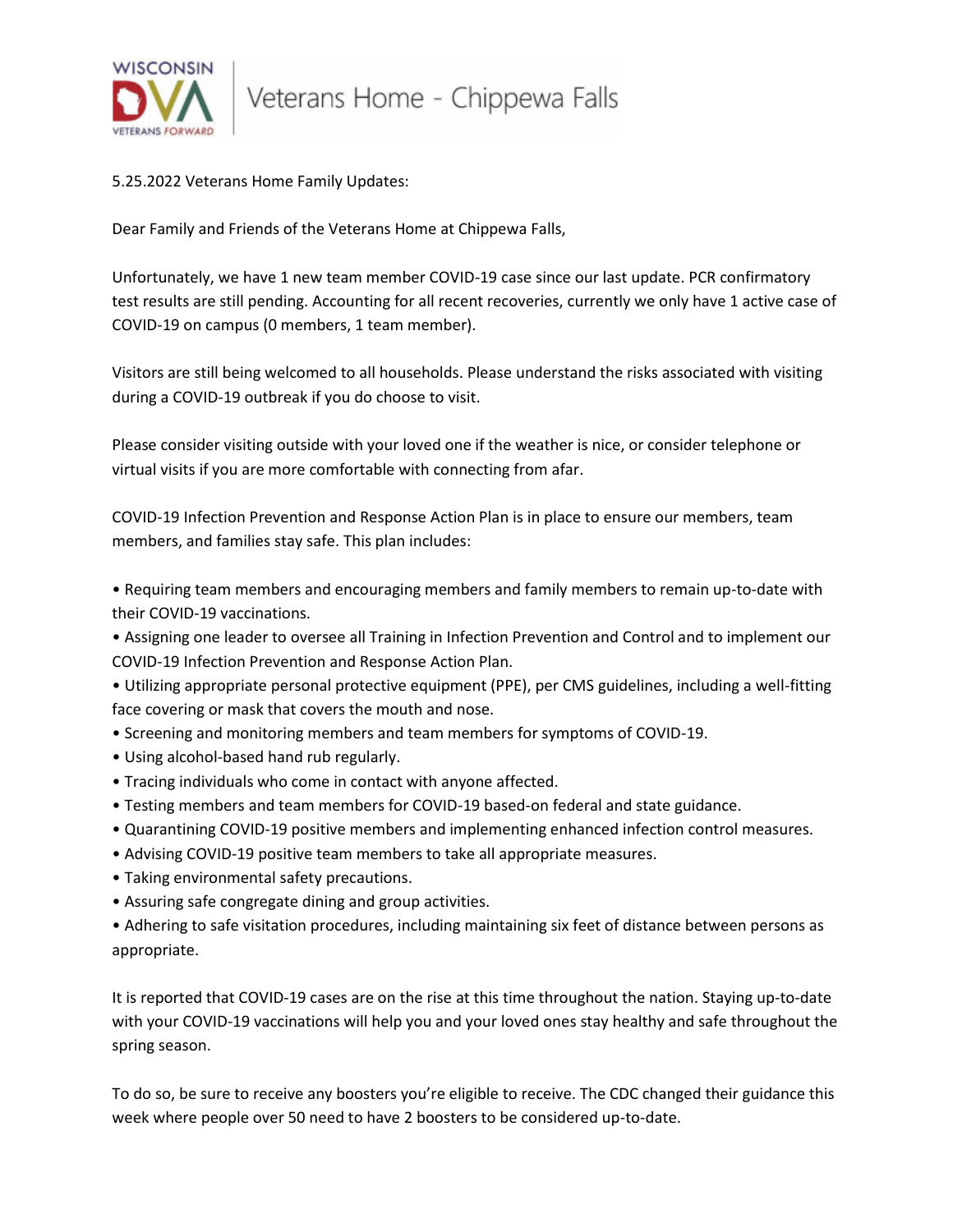5.25.2022 Veterans Home Family Updates:

Dear Family and Friends of the Veterans Home at Chippewa Falls,

Unfortunately, we have 1 new team member COVID-19 case since our last update. PCR confirmatory test results are still pending. Accounting for all recent recoveries, currently we only have 1 active case of COVID-19 on campus (0 members, 1 team member).

Visitors are still being welcomed to all households. Please understand the risks associated with visiting during a COVID-19 outbreak if you do choose to visit.

Please consider visiting outside with your loved one if the weather is nice, or consider telephone or virtual visits if you are more comfortable with connecting from afar.

COVID-19 Infection Prevention and Response Action Plan is in place to ensure our members, team members, and families stay safe. This plan includes:

- Requiring team members and encouraging members and family members to remain up-to-date with their COVID-19 vaccinations.
- Assigning one leader to oversee all Training in Infection Prevention and Control and to implement our COVID-19 Infection Prevention and Response Action Plan.
- Utilizing appropriate personal protective equipment (PPE), per CMS guidelines, including a well-fitting face covering or mask that covers the mouth and nose.
- Screening and monitoring members and team members for symptoms of COVID-19.
- Using alcohol-based hand rub regularly.
- Tracing individuals who come in contact with anyone affected.
- Testing members and team members for COVID-19 based-on federal and state guidance.
- Quarantining COVID-19 positive members and implementing enhanced infection control measures.
- Advising COVID-19 positive team members to take all appropriate measures.
- Taking environmental safety precautions.
- Assuring safe congregate dining and group activities.
- Adhering to safe visitation procedures, including maintaining six feet of distance between persons as appropriate.

It is reported that COVID-19 cases are on the rise at this time throughout the nation. Staying up-to-date with your COVID-19 vaccinations will help you and your loved ones stay healthy and safe throughout the spring season.

To do so, be sure to receive any boosters you're eligible to receive. The CDC changed their guidance this week where people over 50 need to have 2 boosters to be considered up-to-date.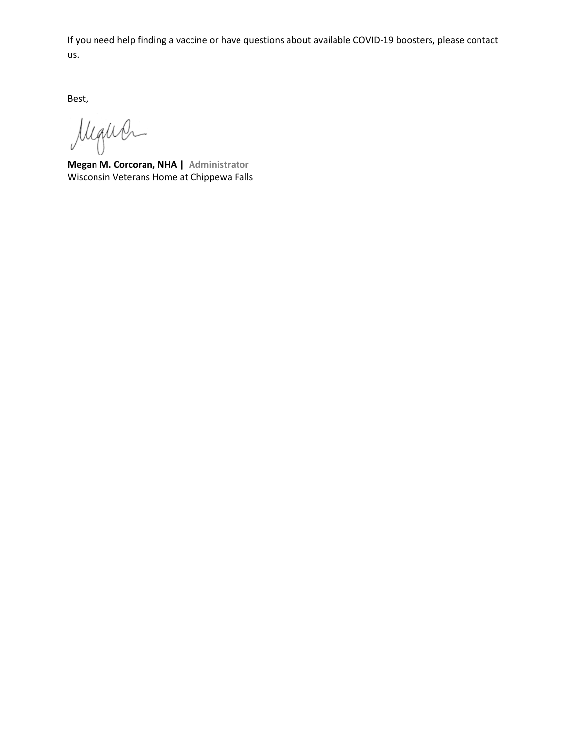If you need help finding a vaccine or have questions about available COVID-19 boosters, please contact us.

Best,

**Megan M. Corcoran, NHA |** **Administrator**
Wisconsin Veterans Home at Chippewa Falls